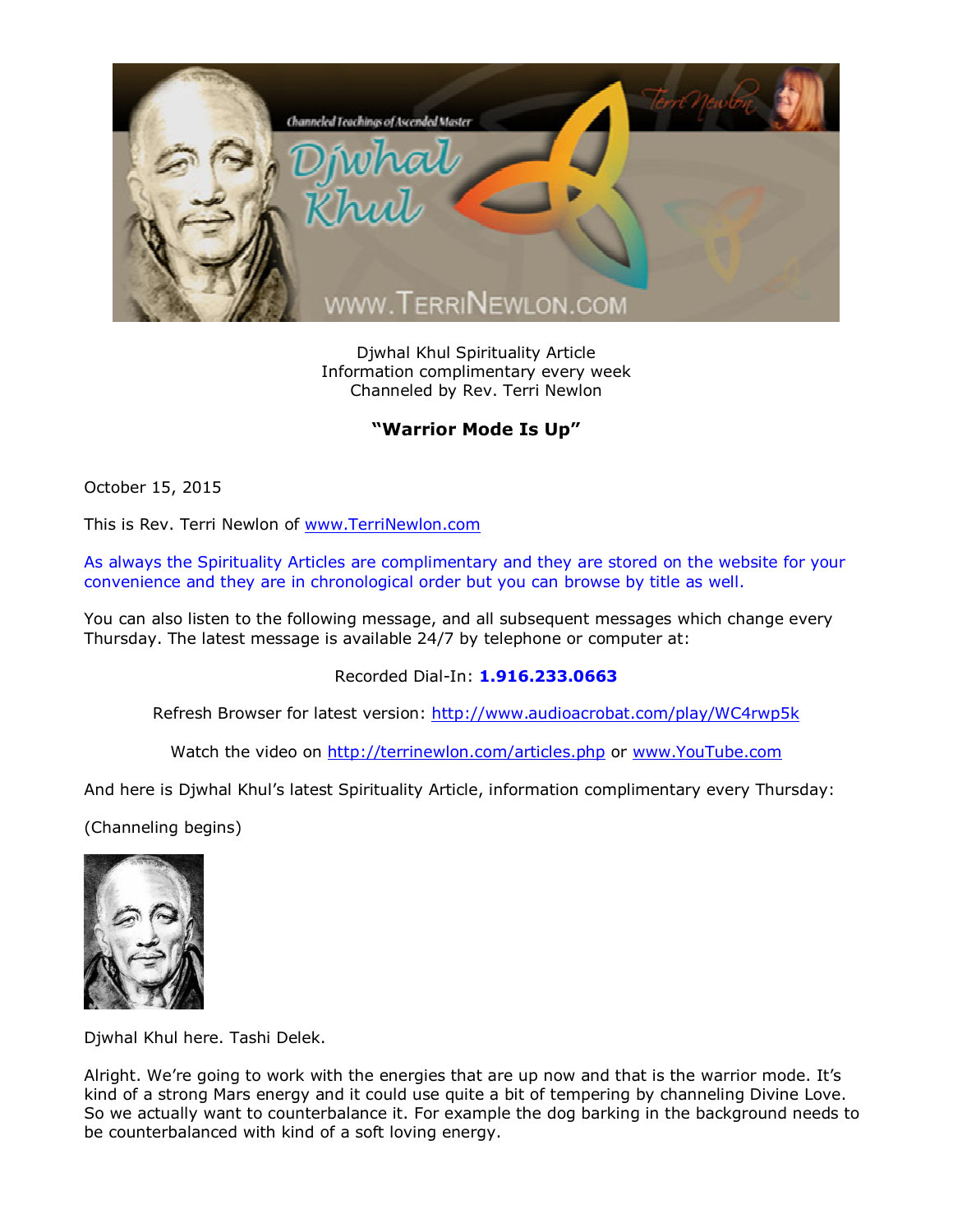Djwhal Khul Spirituality Article
Information complimentary every week
Channeled by Rev. Terri Newlon

## "Warrior Mode Is Up"

October 15, 2015

This is Rev. Terri Newlon of www.TerriNewlon.com

As always the Spirituality Articles are complimentary and they are stored on the website for your convenience and they are in chronological order but you can browse by title as well.

You can also listen to the following message, and all subsequent messages which change every Thursday. The latest message is available 24/7 by telephone or computer at:

Recorded Dial-In: **1.916.233.0663**

Refresh Browser for latest version: http://www.audioacrobat.com/play/WC4rwp5k

Watch the video on http://terrinewlon.com/articles.php or www.YouTube.com

And here is Djwhal Khul's latest Spirituality Article, information complimentary every Thursday:

(Channeling begins)

Djwhal Khul here. Tashi Delek.

Alright. We're going to work with the energies that are up now and that is the warrior mode. It's kind of a strong Mars energy and it could use quite a bit of tempering by channeling Divine Love. So we actually want to counterbalance it. For example the dog barking in the background needs to be counterbalanced with kind of a soft loving energy.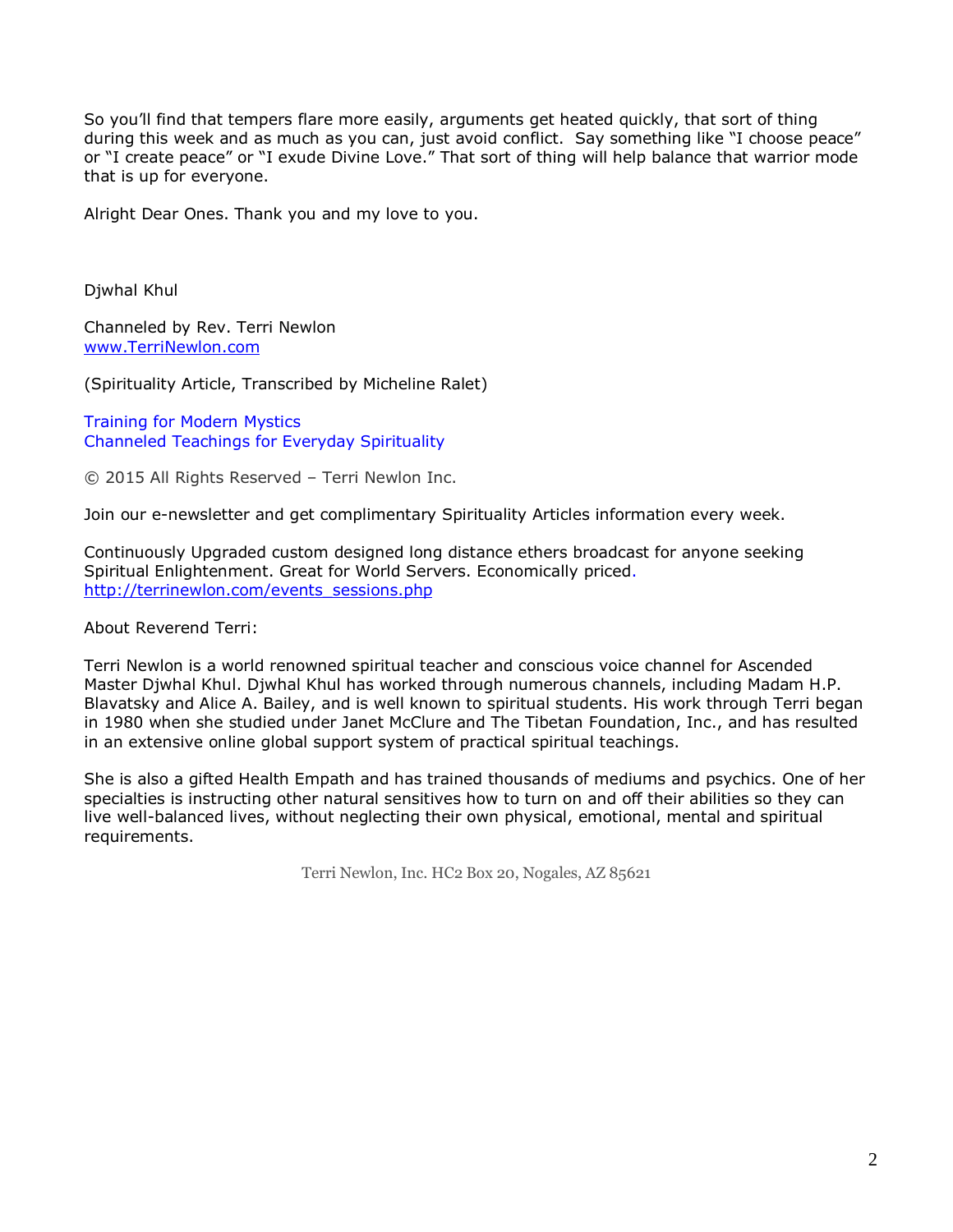So you'll find that tempers flare more easily, arguments get heated quickly, that sort of thing during this week and as much as you can, just avoid conflict. Say something like "I choose peace" or "I create peace" or "I exude Divine Love." That sort of thing will help balance that warrior mode that is up for everyone.

Alright Dear Ones. Thank you and my love to you.

Djwhal Khul

Channeled by Rev. Terri Newlon
[www.TerriNewlon.com](http://www.TerriNewlon.com)

(Spirituality Article, Transcribed by Micheline Ralet)

Training for Modern Mystics
Channeled Teachings for Everyday Spirituality

© 2015 All Rights Reserved – Terri Newlon Inc.

Join our e-newsletter and get complimentary Spirituality Articles information every week.

Continuously Upgraded custom designed long distance ethers broadcast for anyone seeking Spiritual Enlightenment. Great for World Servers. Economically priced.
[http://terrinewlon.com/events_sessions.php](http://terrinewlon.com/events_sessions.php)

About Reverend Terri:

Terri Newlon is a world renowned spiritual teacher and conscious voice channel for Ascended Master Djwhal Khul. Djwhal Khul has worked through numerous channels, including Madam H.P. Blavatsky and Alice A. Bailey, and is well known to spiritual students. His work through Terri began in 1980 when she studied under Janet McClure and The Tibetan Foundation, Inc., and has resulted in an extensive online global support system of practical spiritual teachings.

She is also a gifted Health Empath and has trained thousands of mediums and psychics. One of her specialties is instructing other natural sensitives how to turn on and off their abilities so they can live well-balanced lives, without neglecting their own physical, emotional, mental and spiritual requirements.

Terri Newlon, Inc. HC2 Box 20, Nogales, AZ 85621